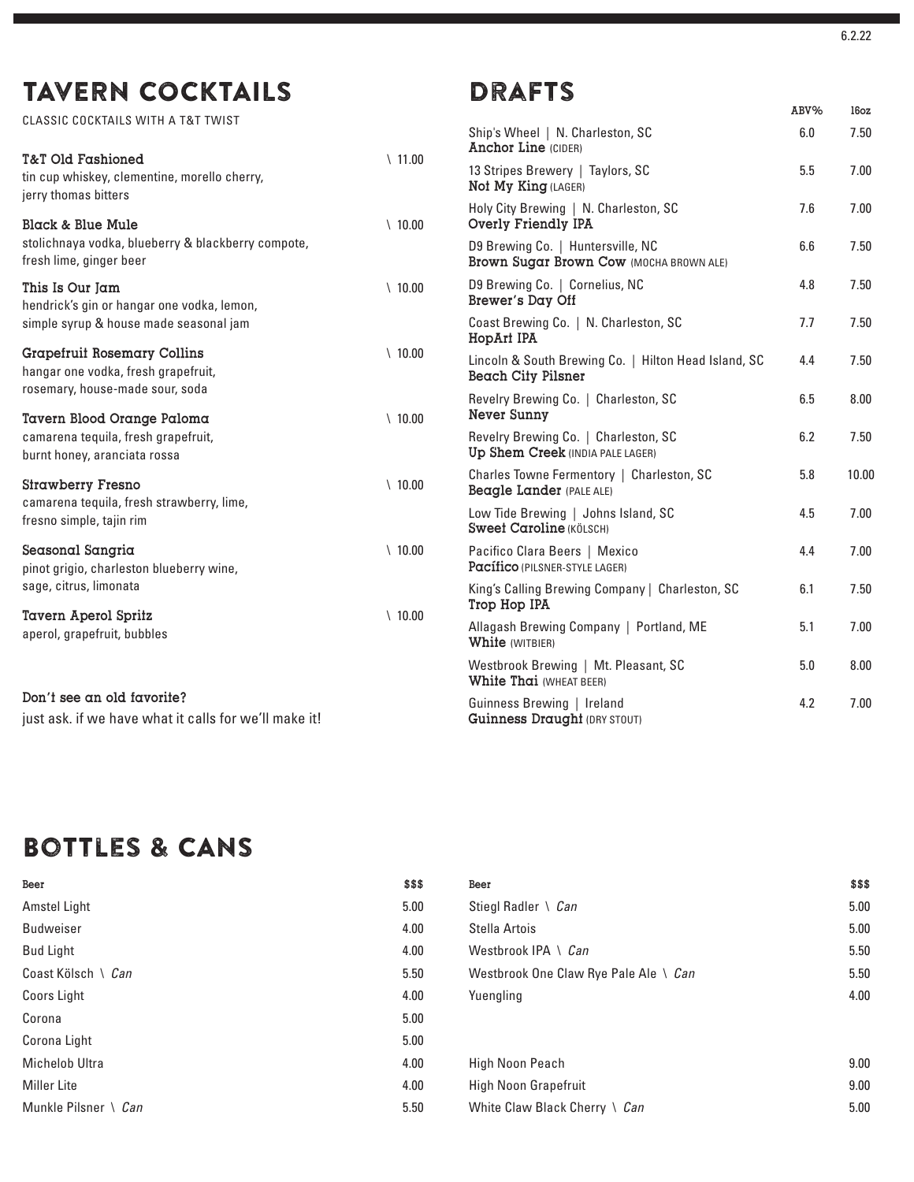6.2.22

# TAVERN COCKTAILS

CLASSIC COCKTAILS WITH A T&T TWIST

**T&T Old Fashioned** \ 11.00
tin cup whiskey, clementine, morello cherry, jerry thomas bitters

**Black & Blue Mule** \ 10.00
stolichnaya vodka, blueberry & blackberry compote, fresh lime, ginger beer

**This Is Our Jam** \ 10.00
hendrick's gin or hangar one vodka, lemon, simple syrup & house made seasonal jam

**Grapefruit Rosemary Collins** \ 10.00
hangar one vodka, fresh grapefruit, rosemary, house-made sour, soda

**Tavern Blood Orange Paloma** \ 10.00
camarena tequila, fresh grapefruit, burnt honey, aranciata rossa

**Strawberry Fresno** \ 10.00
camarena tequila, fresh strawberry, lime, fresno simple, tajin rim

**Seasonal Sangria** \ 10.00
pinot grigio, charleston blueberry wine, sage, citrus, limonata

**Tavern Aperol Spritz** \ 10.00
aperol, grapefruit, bubbles

**Don't see an old favorite?**
just ask. if we have what it calls for we'll make it!

# DRAFTS

| | ABV% | 16oz |
|---|---|---|
| Ship's Wheel \| N. Charleston, SC<br>**Anchor Line** (CIDER) | 6.0 | 7.50 |
| 13 Stripes Brewery \| Taylors, SC<br>**Not My King** (LAGER) | 5.5 | 7.00 |
| Holy City Brewing \| N. Charleston, SC<br>**Overly Friendly IPA** | 7.6 | 7.00 |
| D9 Brewing Co. \| Huntersville, NC<br>**Brown Sugar Brown Cow** (MOCHA BROWN ALE) | 6.6 | 7.50 |
| D9 Brewing Co. \| Cornelius, NC<br>**Brewer's Day Off** | 4.8 | 7.50 |
| Coast Brewing Co. \| N. Charleston, SC<br>**HopArt IPA** | 7.7 | 7.50 |
| Lincoln & South Brewing Co. \| Hilton Head Island, SC<br>**Beach City Pilsner** | 4.4 | 7.50 |
| Revelry Brewing Co. \| Charleston, SC<br>**Never Sunny** | 6.5 | 8.00 |
| Revelry Brewing Co. \| Charleston, SC<br>**Up Shem Creek** (INDIA PALE LAGER) | 6.2 | 7.50 |
| Charles Towne Fermentory \| Charleston, SC<br>**Beagle Lander** (PALE ALE) | 5.8 | 10.00 |
| Low Tide Brewing \| Johns Island, SC<br>**Sweet Caroline** (KÖLSCH) | 4.5 | 7.00 |
| Pacifico Clara Beers \| Mexico<br>**Pacífico** (PILSNER-STYLE LAGER) | 4.4 | 7.00 |
| King's Calling Brewing Company \| Charleston, SC<br>**Trop Hop IPA** | 6.1 | 7.50 |
| Allagash Brewing Company \| Portland, ME<br>**White** (WITBIER) | 5.1 | 7.00 |
| Westbrook Brewing \| Mt. Pleasant, SC<br>**White Thai** (WHEAT BEER) | 5.0 | 8.00 |
| Guinness Brewing \| Ireland<br>**Guinness Draught** (DRY STOUT) | 4.2 | 7.00 |

# BOTTLES & CANS

| Beer | $$$ |
|---|---|
| Amstel Light | 5.00 |
| Budweiser | 4.00 |
| Bud Light | 4.00 |
| Coast Kölsch \ *Can* | 5.50 |
| Coors Light | 4.00 |
| Corona | 5.00 |
| Corona Light | 5.00 |
| Michelob Ultra | 4.00 |
| Miller Lite | 4.00 |
| Munkle Pilsner \ *Can* | 5.50 |

| Beer | $$$ |
|---|---|
| Stiegl Radler \ *Can* | 5.00 |
| Stella Artois | 5.00 |
| Westbrook IPA \ *Can* | 5.50 |
| Westbrook One Claw Rye Pale Ale \ *Can* | 5.50 |
| Yuengling | 4.00 |
| | |
| High Noon Peach | 9.00 |
| High Noon Grapefruit | 9.00 |
| White Claw Black Cherry \ *Can* | 5.00 |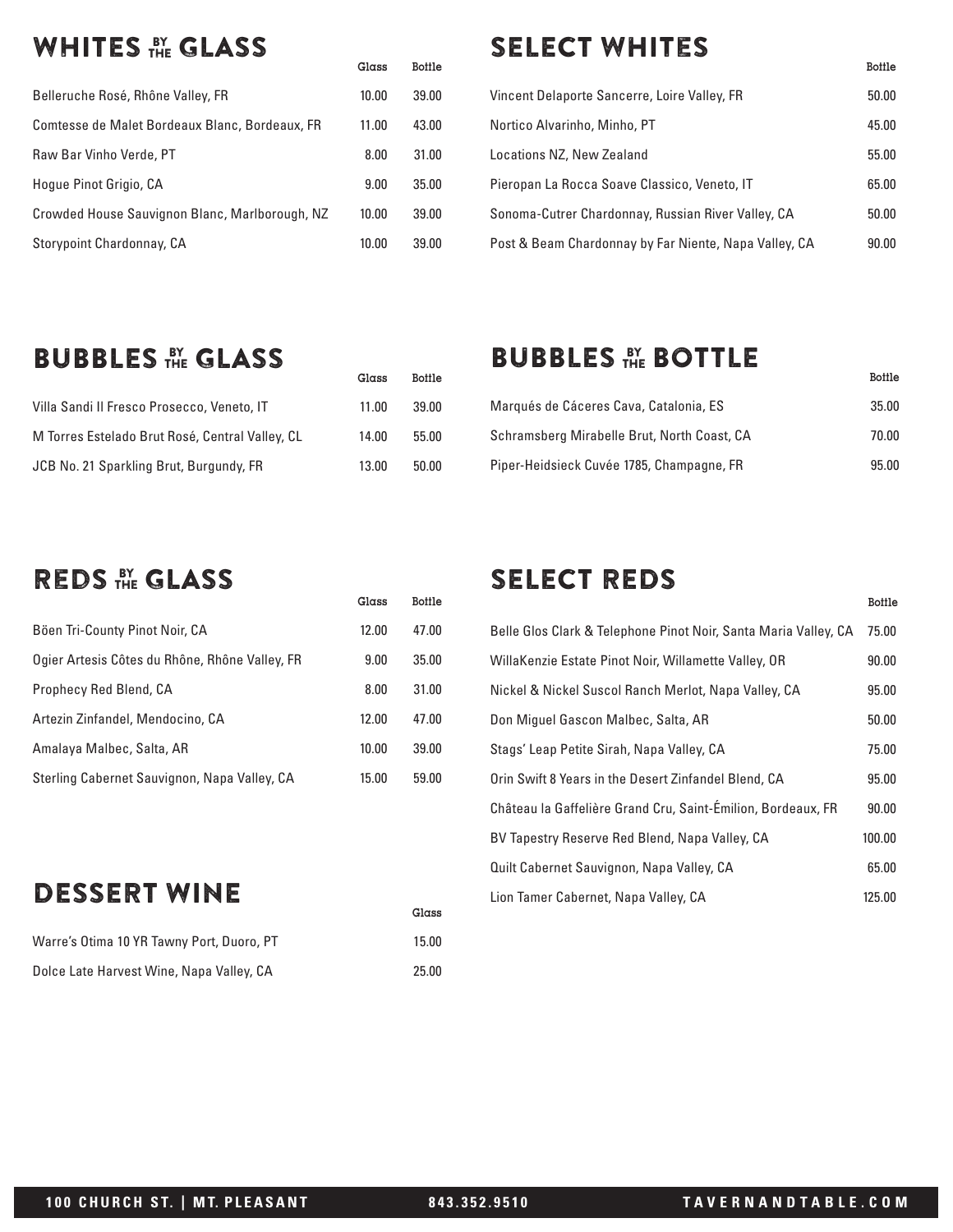## WHITES BY THE GLASS

| | Glass | Bottle |
|---|---|---|
| Belleruche Rosé, Rhône Valley, FR | 10.00 | 39.00 |
| Comtesse de Malet Bordeaux Blanc, Bordeaux, FR | 11.00 | 43.00 |
| Raw Bar Vinho Verde, PT | 8.00 | 31.00 |
| Hogue Pinot Grigio, CA | 9.00 | 35.00 |
| Crowded House Sauvignon Blanc, Marlborough, NZ | 10.00 | 39.00 |
| Storypoint Chardonnay, CA | 10.00 | 39.00 |

## SELECT WHITES

| | Bottle |
|---|---|
| Vincent Delaporte Sancerre, Loire Valley, FR | 50.00 |
| Nortico Alvarinho, Minho, PT | 45.00 |
| Locations NZ, New Zealand | 55.00 |
| Pieropan La Rocca Soave Classico, Veneto, IT | 65.00 |
| Sonoma-Cutrer Chardonnay, Russian River Valley, CA | 50.00 |
| Post & Beam Chardonnay by Far Niente, Napa Valley, CA | 90.00 |

## BUBBLES BY THE GLASS

| | Glass | Bottle |
|---|---|---|
| Villa Sandi Il Fresco Prosecco, Veneto, IT | 11.00 | 39.00 |
| M Torres Estelado Brut Rosé, Central Valley, CL | 14.00 | 55.00 |
| JCB No. 21 Sparkling Brut, Burgundy, FR | 13.00 | 50.00 |

## BUBBLES BY THE BOTTLE

| | Bottle |
|---|---|
| Marqués de Cáceres Cava, Catalonia, ES | 35.00 |
| Schramsberg Mirabelle Brut, North Coast, CA | 70.00 |
| Piper-Heidsieck Cuvée 1785, Champagne, FR | 95.00 |

## REDS BY THE GLASS

| | Glass | Bottle |
|---|---|---|
| Böen Tri-County Pinot Noir, CA | 12.00 | 47.00 |
| Ogier Artesis Côtes du Rhône, Rhône Valley, FR | 9.00 | 35.00 |
| Prophecy Red Blend, CA | 8.00 | 31.00 |
| Artezin Zinfandel, Mendocino, CA | 12.00 | 47.00 |
| Amalaya Malbec, Salta, AR | 10.00 | 39.00 |
| Sterling Cabernet Sauvignon, Napa Valley, CA | 15.00 | 59.00 |

## SELECT REDS

| | Bottle |
|---|---|
| Belle Glos Clark & Telephone Pinot Noir, Santa Maria Valley, CA | 75.00 |
| WillaKenzie Estate Pinot Noir, Willamette Valley, OR | 90.00 |
| Nickel & Nickel Suscol Ranch Merlot, Napa Valley, CA | 95.00 |
| Don Miguel Gascon Malbec, Salta, AR | 50.00 |
| Stags' Leap Petite Sirah, Napa Valley, CA | 75.00 |
| Orin Swift 8 Years in the Desert Zinfandel Blend, CA | 95.00 |
| Château la Gaffelière Grand Cru, Saint-Émilion, Bordeaux, FR | 90.00 |
| BV Tapestry Reserve Red Blend, Napa Valley, CA | 100.00 |
| Quilt Cabernet Sauvignon, Napa Valley, CA | 65.00 |
| Lion Tamer Cabernet, Napa Valley, CA | 125.00 |

## DESSERT WINE

| | Glass |
|---|---|
| Warre's Otima 10 YR Tawny Port, Duoro, PT | 15.00 |
| Dolce Late Harvest Wine, Napa Valley, CA | 25.00 |

100 CHURCH ST. | MT. PLEASANT 843.352.9510 TAVERNANDTABLE.COM